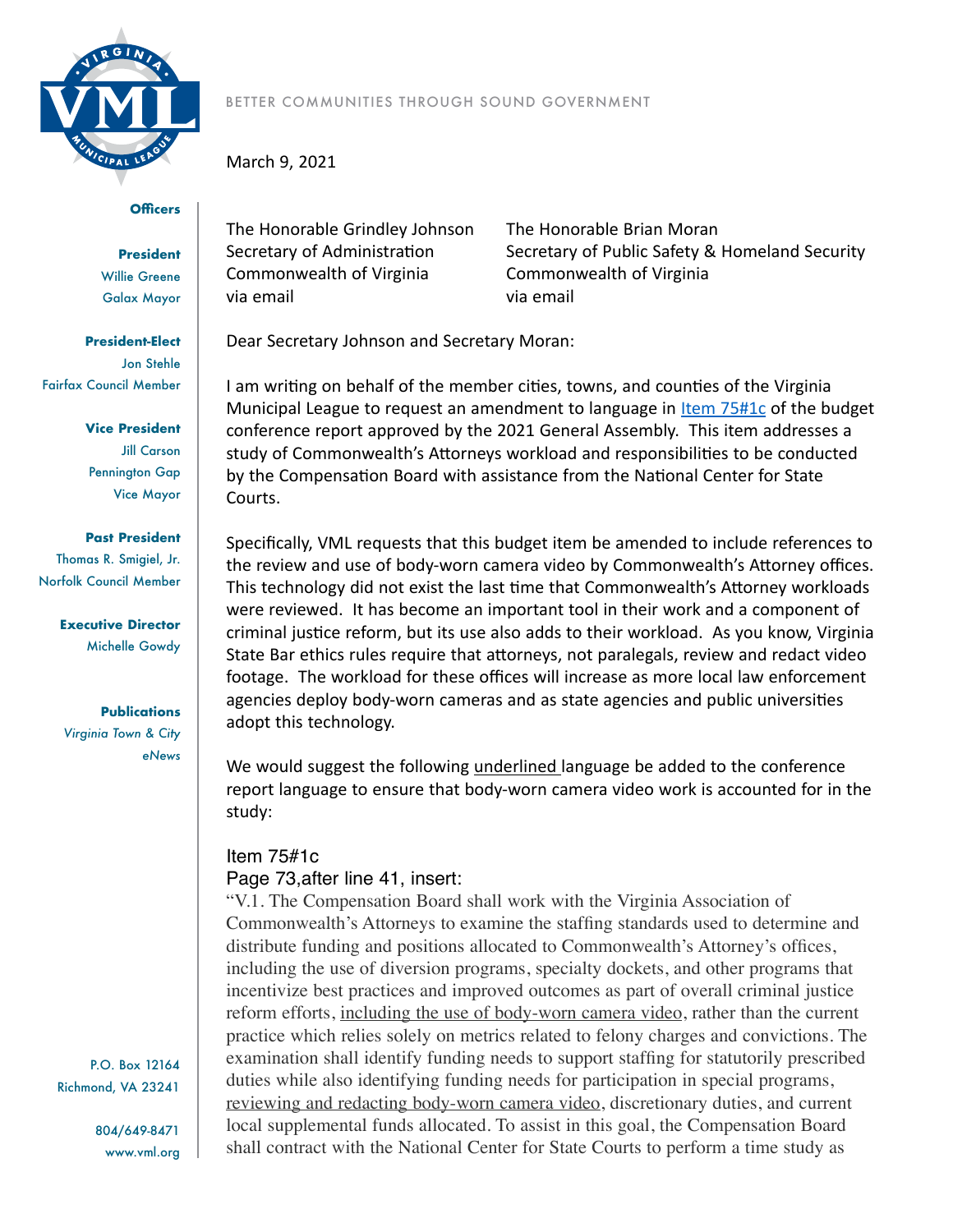BETTER COMMUNITIES THROUGH SOUND GOVERNMENT

**Officers**

**President**
Willie Greene
Galax Mayor

**President-Elect**
Jon Stehle
Fairfax Council Member

**Vice President**
Jill Carson
Pennington Gap
Vice Mayor

**Past President**
Thomas R. Smigiel, Jr.
Norfolk Council Member

**Executive Director**
Michelle Gowdy

**Publications**
*Virginia Town & City*
*eNews*

P.O. Box 12164
Richmond, VA 23241

804/649-8471
www.vml.org

March 9, 2021

The Honorable Grindley Johnson
Secretary of Administration
Commonwealth of Virginia
via email

The Honorable Brian Moran
Secretary of Public Safety & Homeland Security
Commonwealth of Virginia
via email

Dear Secretary Johnson and Secretary Moran:

I am writing on behalf of the member cities, towns, and counties of the Virginia Municipal League to request an amendment to language in Item 75#1c of the budget conference report approved by the 2021 General Assembly. This item addresses a study of Commonwealth's Attorneys workload and responsibilities to be conducted by the Compensation Board with assistance from the National Center for State Courts.

Specifically, VML requests that this budget item be amended to include references to the review and use of body-worn camera video by Commonwealth's Attorney offices. This technology did not exist the last time that Commonwealth's Attorney workloads were reviewed. It has become an important tool in their work and a component of criminal justice reform, but its use also adds to their workload. As you know, Virginia State Bar ethics rules require that attorneys, not paralegals, review and redact video footage. The workload for these offices will increase as more local law enforcement agencies deploy body-worn cameras and as state agencies and public universities adopt this technology.

We would suggest the following <u>underlined</u> language be added to the conference report language to ensure that body-worn camera video work is accounted for in the study:

Item 75#1c
Page 73,after line 41, insert:
"V.1. The Compensation Board shall work with the Virginia Association of Commonwealth's Attorneys to examine the staffing standards used to determine and distribute funding and positions allocated to Commonwealth's Attorney's offices, including the use of diversion programs, specialty dockets, and other programs that incentivize best practices and improved outcomes as part of overall criminal justice reform efforts, <u>including the use of body-worn camera video</u>, rather than the current practice which relies solely on metrics related to felony charges and convictions. The examination shall identify funding needs to support staffing for statutorily prescribed duties while also identifying funding needs for participation in special programs, <u>reviewing and redacting body-worn camera video</u>, discretionary duties, and current local supplemental funds allocated. To assist in this goal, the Compensation Board shall contract with the National Center for State Courts to perform a time study as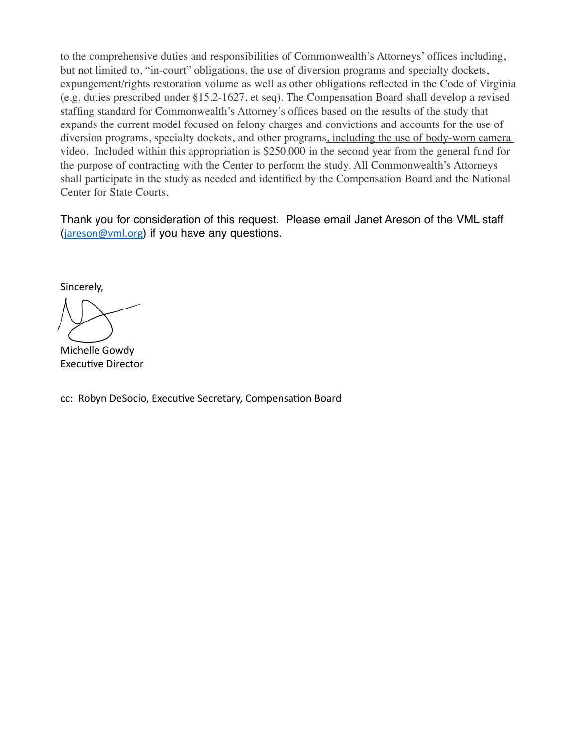to the comprehensive duties and responsibilities of Commonwealth's Attorneys' offices including, but not limited to, "in-court" obligations, the use of diversion programs and specialty dockets, expungement/rights restoration volume as well as other obligations reflected in the Code of Virginia (e.g. duties prescribed under §15.2-1627, et seq). The Compensation Board shall develop a revised staffing standard for Commonwealth's Attorney's offices based on the results of the study that expands the current model focused on felony charges and convictions and accounts for the use of diversion programs, specialty dockets, and other programs<u>, including the use of body-worn camera video</u>. Included within this appropriation is $250,000 in the second year from the general fund for the purpose of contracting with the Center to perform the study. All Commonwealth's Attorneys shall participate in the study as needed and identified by the Compensation Board and the National Center for State Courts.

Thank you for consideration of this request. Please email Janet Areson of the VML staff (jareson@vml.org) if you have any questions.

Sincerely,

Michelle Gowdy
Executive Director

cc: Robyn DeSocio, Executive Secretary, Compensation Board